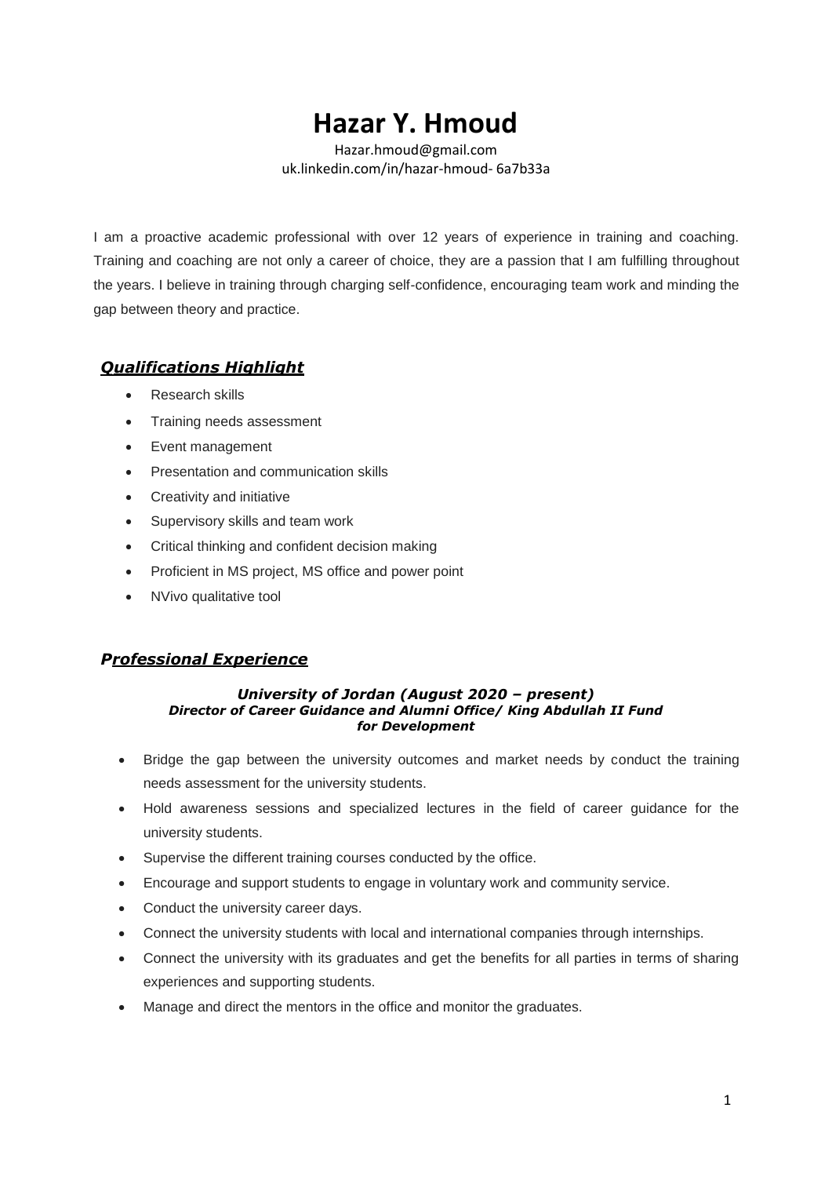# Hazar Y. Hmoud

Hazar.hmoud@gmail.com
uk.linkedin.com/in/hazar-hmoud- 6a7b33a

I am a proactive academic professional with over 12 years of experience in training and coaching. Training and coaching are not only a career of choice, they are a passion that I am fulfilling throughout the years. I believe in training through charging self-confidence, encouraging team work and minding the gap between theory and practice.

## *Qualifications Highlight*

- Research skills
- Training needs assessment
- Event management
- Presentation and communication skills
- Creativity and initiative
- Supervisory skills and team work
- Critical thinking and confident decision making
- Proficient in MS project, MS office and power point
- NVivo qualitative tool

## *Professional Experience*

**_University of Jordan (August 2020 – present)_**
**_Director of Career Guidance and Alumni Office/ King Abdullah II Fund for Development_**

- Bridge the gap between the university outcomes and market needs by conduct the training needs assessment for the university students.
- Hold awareness sessions and specialized lectures in the field of career guidance for the university students.
- Supervise the different training courses conducted by the office.
- Encourage and support students to engage in voluntary work and community service.
- Conduct the university career days.
- Connect the university students with local and international companies through internships.
- Connect the university with its graduates and get the benefits for all parties in terms of sharing experiences and supporting students.
- Manage and direct the mentors in the office and monitor the graduates.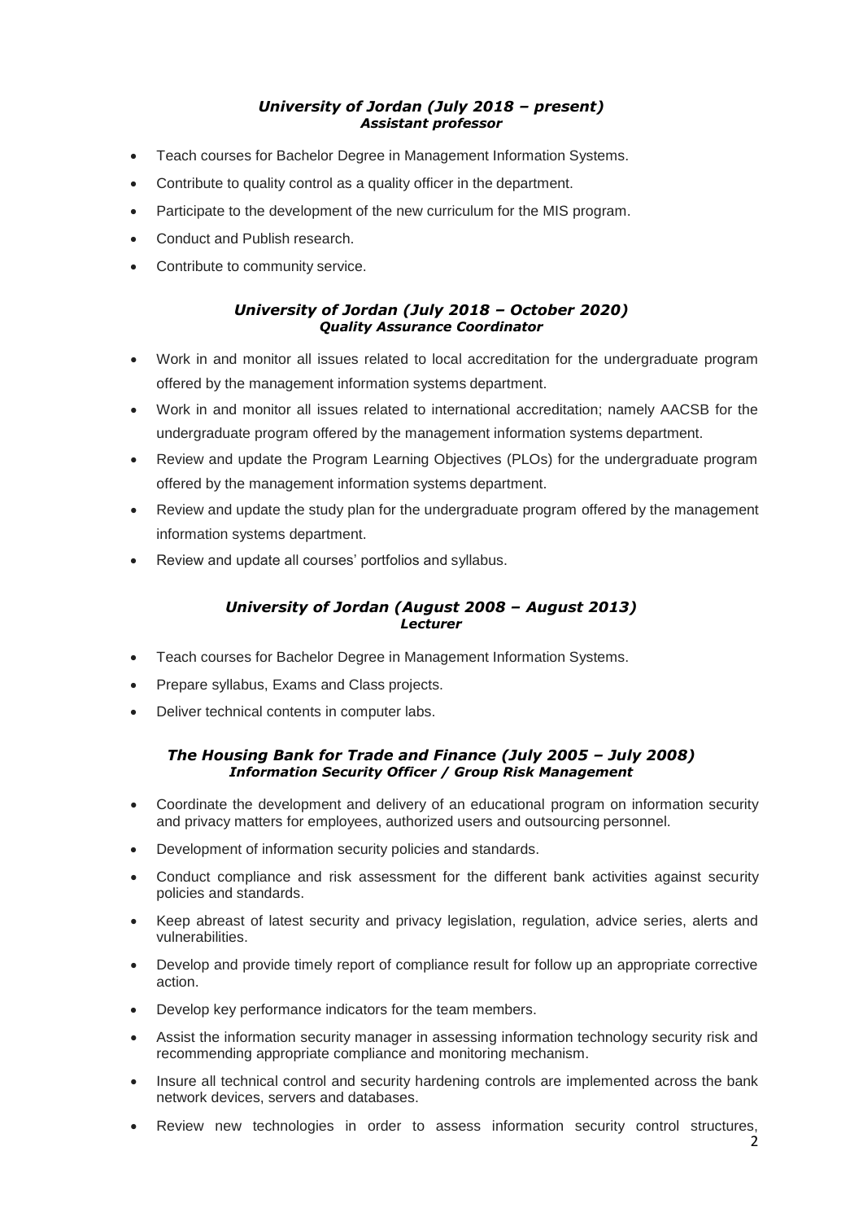***University of Jordan (July 2018 – present)***
***Assistant professor***

- Teach courses for Bachelor Degree in Management Information Systems.
- Contribute to quality control as a quality officer in the department.
- Participate to the development of the new curriculum for the MIS program.
- Conduct and Publish research.
- Contribute to community service.

***University of Jordan (July 2018 – October 2020)***
***Quality Assurance Coordinator***

- Work in and monitor all issues related to local accreditation for the undergraduate program offered by the management information systems department.
- Work in and monitor all issues related to international accreditation; namely AACSB for the undergraduate program offered by the management information systems department.
- Review and update the Program Learning Objectives (PLOs) for the undergraduate program offered by the management information systems department.
- Review and update the study plan for the undergraduate program offered by the management information systems department.
- Review and update all courses' portfolios and syllabus.

***University of Jordan (August 2008 – August 2013)***
***Lecturer***

- Teach courses for Bachelor Degree in Management Information Systems.
- Prepare syllabus, Exams and Class projects.
- Deliver technical contents in computer labs.

***The Housing Bank for Trade and Finance (July 2005 – July 2008)***
***Information Security Officer / Group Risk Management***

- Coordinate the development and delivery of an educational program on information security and privacy matters for employees, authorized users and outsourcing personnel.
- Development of information security policies and standards.
- Conduct compliance and risk assessment for the different bank activities against security policies and standards.
- Keep abreast of latest security and privacy legislation, regulation, advice series, alerts and vulnerabilities.
- Develop and provide timely report of compliance result for follow up an appropriate corrective action.
- Develop key performance indicators for the team members.
- Assist the information security manager in assessing information technology security risk and recommending appropriate compliance and monitoring mechanism.
- Insure all technical control and security hardening controls are implemented across the bank network devices, servers and databases.
- Review new technologies in order to assess information security control structures,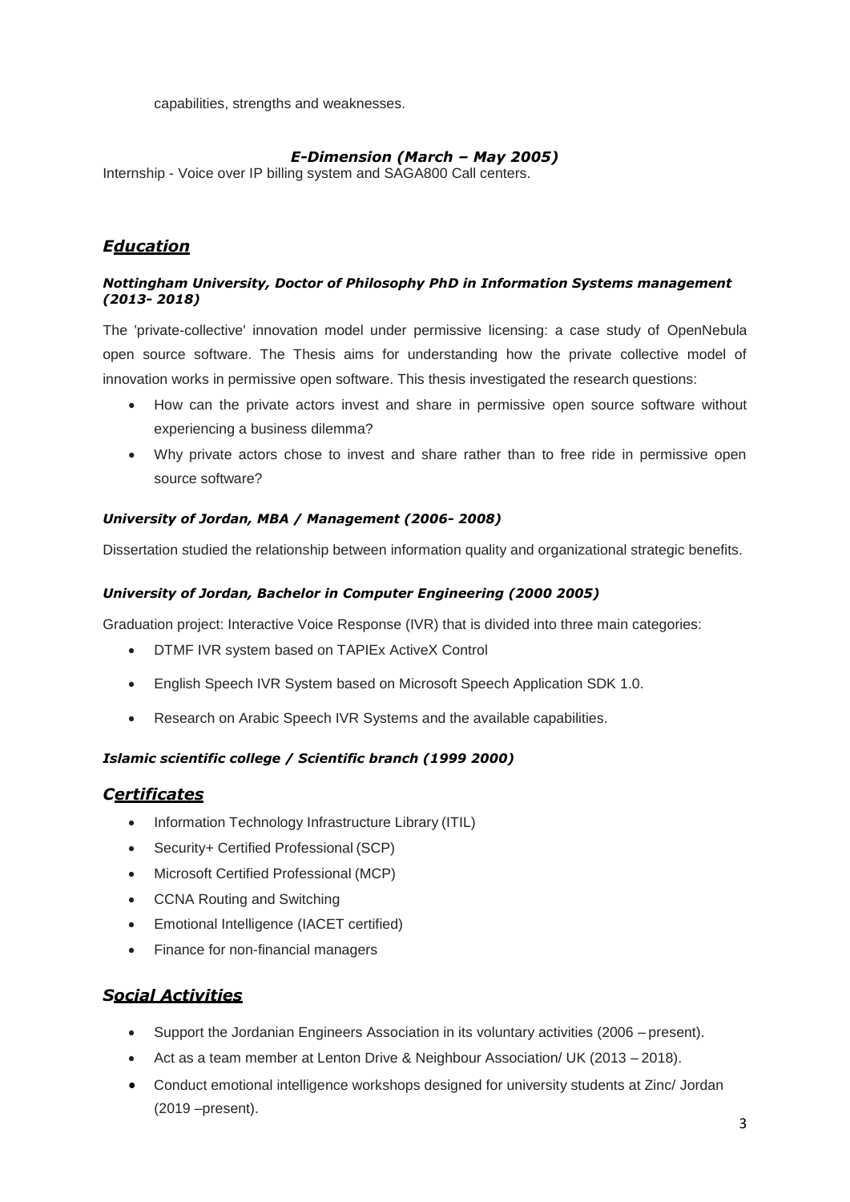capabilities, strengths and weaknesses.

### *E-Dimension (March – May 2005)*

Internship - Voice over IP billing system and SAGA800 Call centers.

## *Education*

#### *Nottingham University, Doctor of Philosophy PhD in Information Systems management (2013- 2018)*

The 'private-collective' innovation model under permissive licensing: a case study of OpenNebula open source software. The Thesis aims for understanding how the private collective model of innovation works in permissive open software. This thesis investigated the research questions:

- How can the private actors invest and share in permissive open source software without experiencing a business dilemma?
- Why private actors chose to invest and share rather than to free ride in permissive open source software?

#### *University of Jordan, MBA / Management (2006- 2008)*

Dissertation studied the relationship between information quality and organizational strategic benefits.

#### *University of Jordan, Bachelor in Computer Engineering (2000 2005)*

Graduation project: Interactive Voice Response (IVR) that is divided into three main categories:

- DTMF IVR system based on TAPIEx ActiveX Control
- English Speech IVR System based on Microsoft Speech Application SDK 1.0.
- Research on Arabic Speech IVR Systems and the available capabilities.

#### *Islamic scientific college / Scientific branch (1999 2000)*

## *Certificates*

- Information Technology Infrastructure Library (ITIL)
- Security+ Certified Professional (SCP)
- Microsoft Certified Professional (MCP)
- CCNA Routing and Switching
- Emotional Intelligence (IACET certified)
- Finance for non-financial managers

## *Social Activities*

- Support the Jordanian Engineers Association in its voluntary activities (2006 – present).
- Act as a team member at Lenton Drive & Neighbour Association/ UK (2013 – 2018).
- Conduct emotional intelligence workshops designed for university students at Zinc/ Jordan (2019 –present).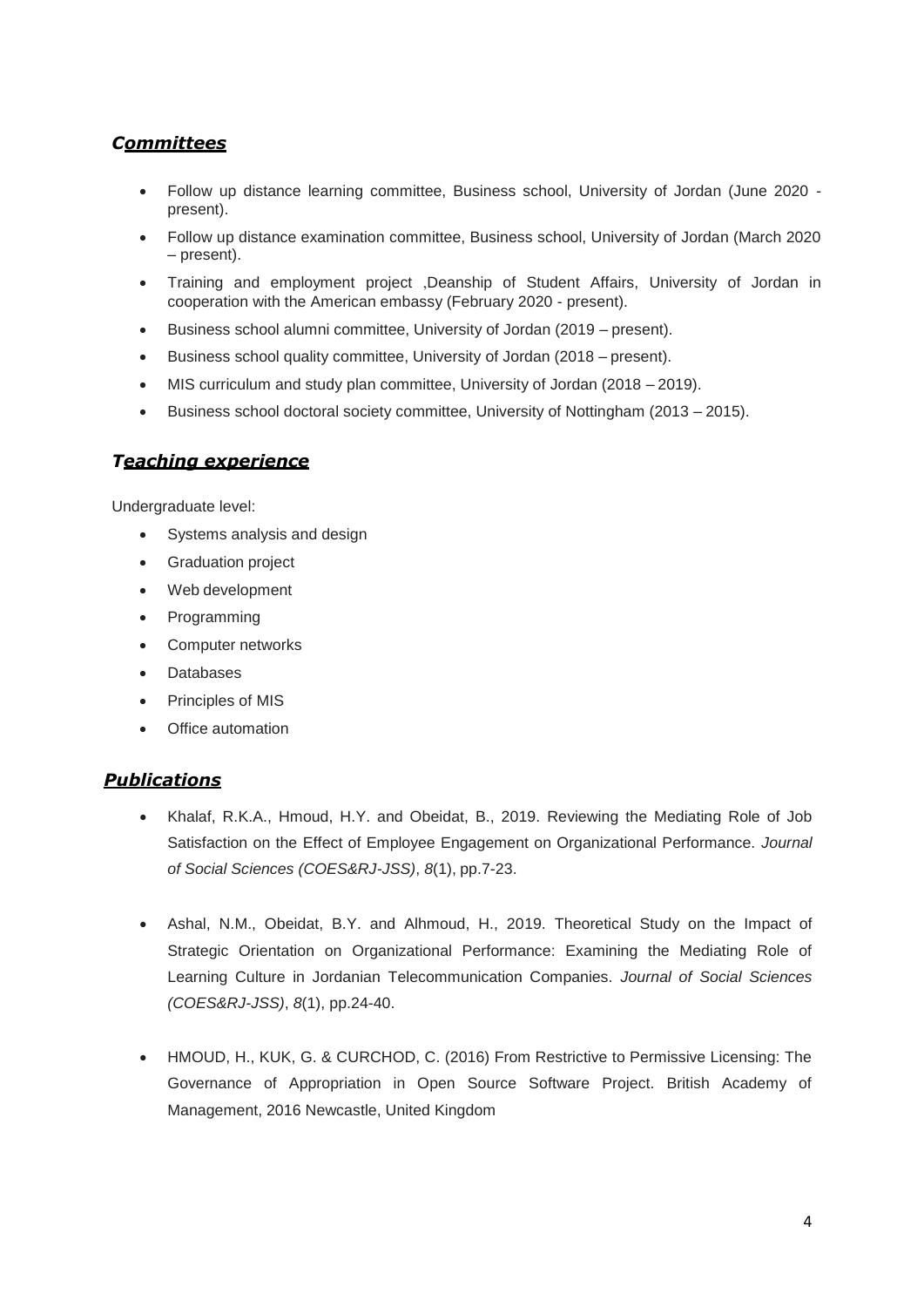## ***Committees***

- Follow up distance learning committee, Business school, University of Jordan (June 2020 - present).
- Follow up distance examination committee, Business school, University of Jordan (March 2020 – present).
- Training and employment project ,Deanship of Student Affairs, University of Jordan in cooperation with the American embassy (February 2020 - present).
- Business school alumni committee, University of Jordan (2019 – present).
- Business school quality committee, University of Jordan (2018 – present).
- MIS curriculum and study plan committee, University of Jordan (2018 – 2019).
- Business school doctoral society committee, University of Nottingham (2013 – 2015).

## ***Teaching experience***

Undergraduate level:

- Systems analysis and design
- Graduation project
- Web development
- Programming
- Computer networks
- Databases
- Principles of MIS
- Office automation

## ***Publications***

- Khalaf, R.K.A., Hmoud, H.Y. and Obeidat, B., 2019. Reviewing the Mediating Role of Job Satisfaction on the Effect of Employee Engagement on Organizational Performance. *Journal of Social Sciences (COES&RJ-JSS)*, *8*(1), pp.7-23.

- Ashal, N.M., Obeidat, B.Y. and Alhmoud, H., 2019. Theoretical Study on the Impact of Strategic Orientation on Organizational Performance: Examining the Mediating Role of Learning Culture in Jordanian Telecommunication Companies. *Journal of Social Sciences (COES&RJ-JSS)*, *8*(1), pp.24-40.

- HMOUD, H., KUK, G. & CURCHOD, C. (2016) From Restrictive to Permissive Licensing: The Governance of Appropriation in Open Source Software Project. British Academy of Management, 2016 Newcastle, United Kingdom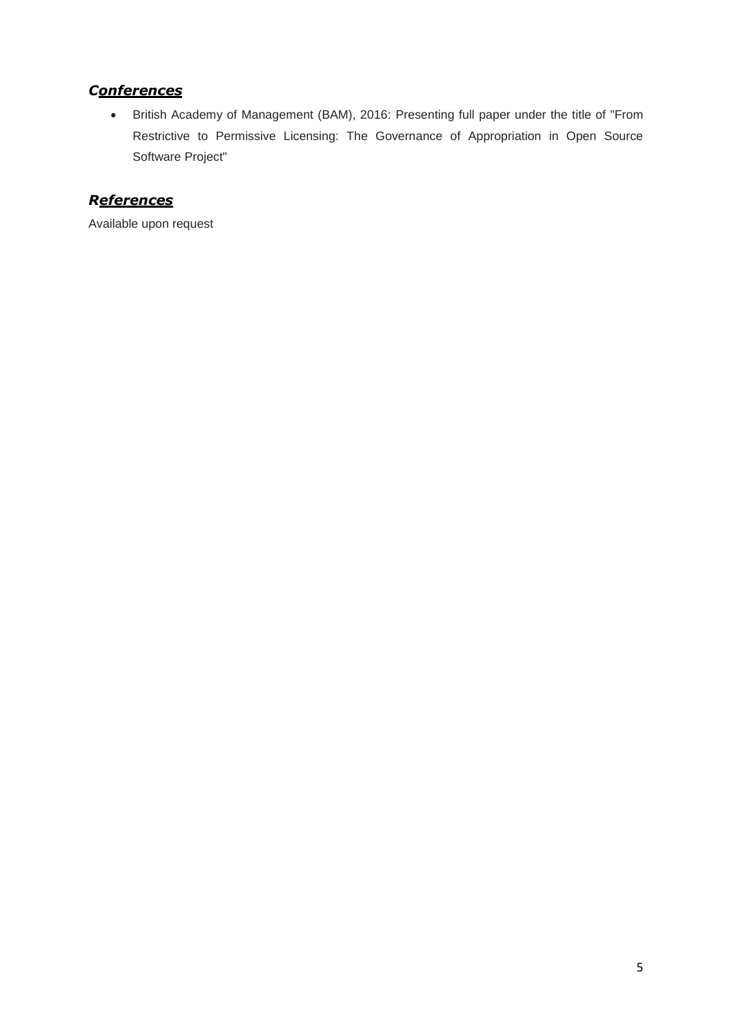## *Conferences*

- British Academy of Management (BAM), 2016: Presenting full paper under the title of "From Restrictive to Permissive Licensing: The Governance of Appropriation in Open Source Software Project"

## *References*

Available upon request